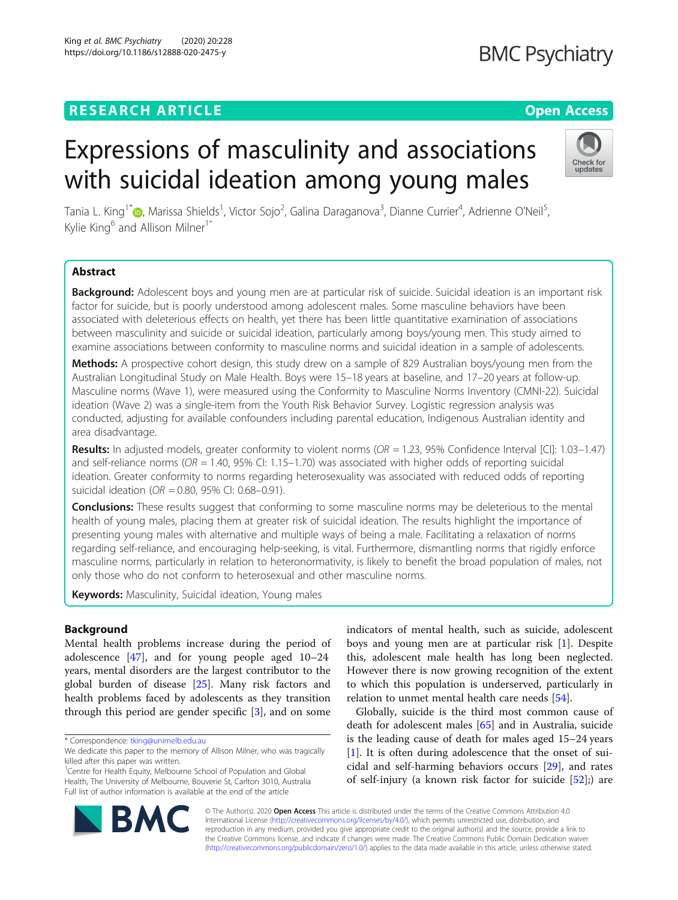# Expressions of masculinity and associations with suicidal ideation among young males

Tania L. King[1*], Marissa Shields[1], Victor Sojo[2], Galina Daraganova[3], Dianne Currier[4], Adrienne O'Neil[5], Kylie King[6] and Allison Milner[1^]

## Abstract

**Background:** Adolescent boys and young men are at particular risk of suicide. Suicidal ideation is an important risk factor for suicide, but is poorly understood among adolescent males. Some masculine behaviors have been associated with deleterious effects on health, yet there has been little quantitative examination of associations between masculinity and suicide or suicidal ideation, particularly among boys/young men. This study aimed to examine associations between conformity to masculine norms and suicidal ideation in a sample of adolescents.

**Methods:** A prospective cohort design, this study drew on a sample of 829 Australian boys/young men from the Australian Longitudinal Study on Male Health. Boys were 15–18 years at baseline, and 17–20 years at follow-up. Masculine norms (Wave 1), were measured using the Conformity to Masculine Norms Inventory (CMNI-22). Suicidal ideation (Wave 2) was a single-item from the Youth Risk Behavior Survey. Logistic regression analysis was conducted, adjusting for available confounders including parental education, Indigenous Australian identity and area disadvantage.

**Results:** In adjusted models, greater conformity to violent norms (*OR* = 1.23, 95% Confidence Interval [CI]: 1.03–1.47) and self-reliance norms (*OR* = 1.40, 95% CI: 1.15–1.70) was associated with higher odds of reporting suicidal ideation. Greater conformity to norms regarding heterosexuality was associated with reduced odds of reporting suicidal ideation (*OR* = 0.80, 95% CI: 0.68–0.91).

**Conclusions:** These results suggest that conforming to some masculine norms may be deleterious to the mental health of young males, placing them at greater risk of suicidal ideation. The results highlight the importance of presenting young males with alternative and multiple ways of being a male. Facilitating a relaxation of norms regarding self-reliance, and encouraging help-seeking, is vital. Furthermore, dismantling norms that rigidly enforce masculine norms, particularly in relation to heteronormativity, is likely to benefit the broad population of males, not only those who do not conform to heterosexual and other masculine norms.

**Keywords:** Masculinity, Suicidal ideation, Young males

## Background

Mental health problems increase during the period of adolescence [47], and for young people aged 10–24 years, mental disorders are the largest contributor to the global burden of disease [25]. Many risk factors and health problems faced by adolescents as they transition through this period are gender specific [3], and on some indicators of mental health, such as suicide, adolescent boys and young men are at particular risk [1]. Despite this, adolescent male health has long been neglected. However there is now growing recognition of the extent to which this population is underserved, particularly in relation to unmet mental health care needs [54].

Globally, suicide is the third most common cause of death for adolescent males [65] and in Australia, suicide is the leading cause of death for males aged 15–24 years [1]. It is often during adolescence that the onset of suicidal and self-harming behaviors occurs [29], and rates of self-injury (a known risk factor for suicide [52];) are

\* Correspondence: tking@unimelb.edu.au

We dedicate this paper to the memory of Allison Milner, who was tragically killed after this paper was written.

[1]Centre for Health Equity, Melbourne School of Population and Global Health, The University of Melbourne, Bouverie St, Carlton 3010, Australia

Full list of author information is available at the end of the article

© The Author(s). 2020 **Open Access** This article is distributed under the terms of the Creative Commons Attribution 4.0 International License (http://creativecommons.org/licenses/by/4.0/), which permits unrestricted use, distribution, and reproduction in any medium, provided you give appropriate credit to the original author(s) and the source, provide a link to the Creative Commons license, and indicate if changes were made. The Creative Commons Public Domain Dedication waiver (http://creativecommons.org/publicdomain/zero/1.0/) applies to the data made available in this article, unless otherwise stated.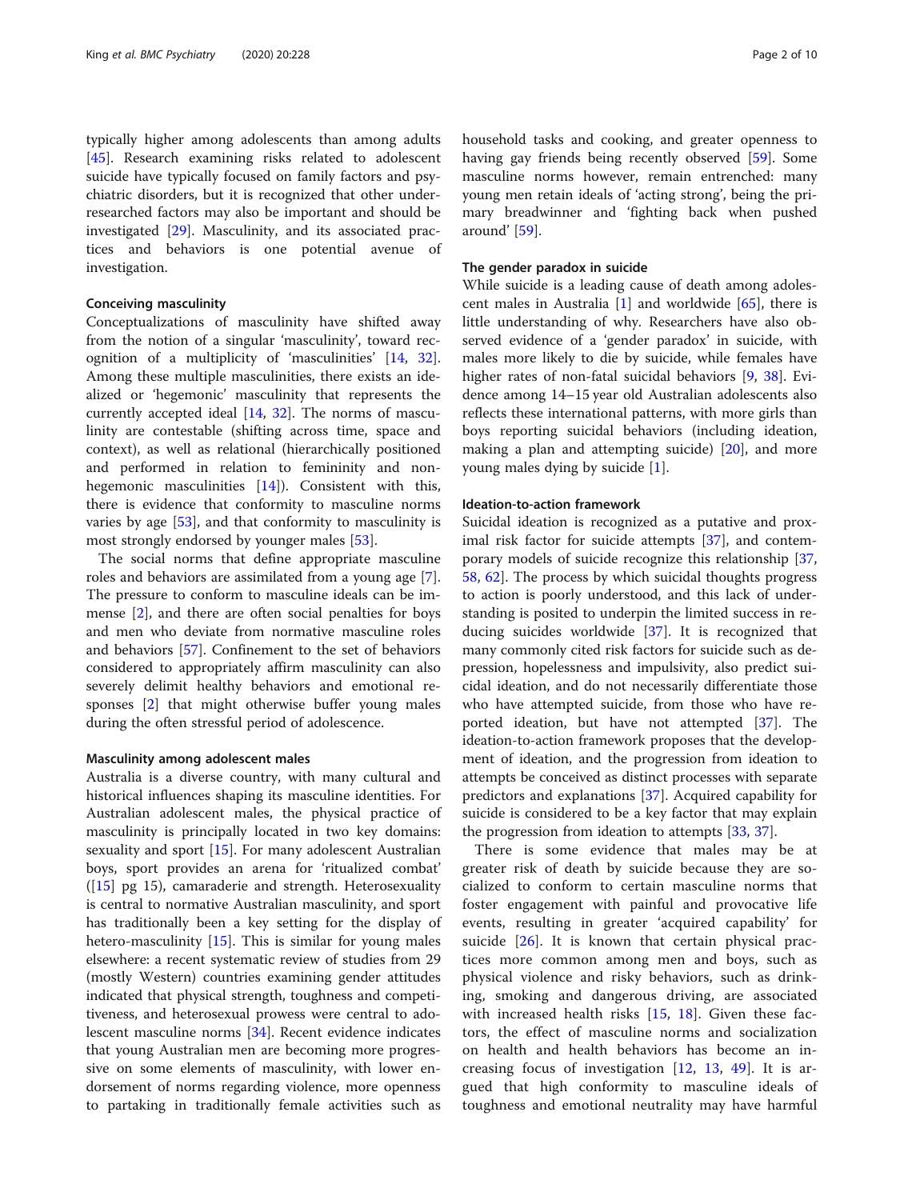typically higher among adolescents than among adults [45]. Research examining risks related to adolescent suicide have typically focused on family factors and psychiatric disorders, but it is recognized that other under-researched factors may also be important and should be investigated [29]. Masculinity, and its associated practices and behaviors is one potential avenue of investigation.

### Conceiving masculinity

Conceptualizations of masculinity have shifted away from the notion of a singular 'masculinity', toward recognition of a multiplicity of 'masculinities' [14, 32]. Among these multiple masculinities, there exists an idealized or 'hegemonic' masculinity that represents the currently accepted ideal [14, 32]. The norms of masculinity are contestable (shifting across time, space and context), as well as relational (hierarchically positioned and performed in relation to femininity and non-hegemonic masculinities [14]). Consistent with this, there is evidence that conformity to masculine norms varies by age [53], and that conformity to masculinity is most strongly endorsed by younger males [53].

The social norms that define appropriate masculine roles and behaviors are assimilated from a young age [7]. The pressure to conform to masculine ideals can be immense [2], and there are often social penalties for boys and men who deviate from normative masculine roles and behaviors [57]. Confinement to the set of behaviors considered to appropriately affirm masculinity can also severely delimit healthy behaviors and emotional responses [2] that might otherwise buffer young males during the often stressful period of adolescence.

### Masculinity among adolescent males

Australia is a diverse country, with many cultural and historical influences shaping its masculine identities. For Australian adolescent males, the physical practice of masculinity is principally located in two key domains: sexuality and sport [15]. For many adolescent Australian boys, sport provides an arena for 'ritualized combat' ([15] pg 15), camaraderie and strength. Heterosexuality is central to normative Australian masculinity, and sport has traditionally been a key setting for the display of hetero-masculinity [15]. This is similar for young males elsewhere: a recent systematic review of studies from 29 (mostly Western) countries examining gender attitudes indicated that physical strength, toughness and competitiveness, and heterosexual prowess were central to adolescent masculine norms [34]. Recent evidence indicates that young Australian men are becoming more progressive on some elements of masculinity, with lower endorsement of norms regarding violence, more openness to partaking in traditionally female activities such as household tasks and cooking, and greater openness to having gay friends being recently observed [59]. Some masculine norms however, remain entrenched: many young men retain ideals of 'acting strong', being the primary breadwinner and 'fighting back when pushed around' [59].

### The gender paradox in suicide

While suicide is a leading cause of death among adolescent males in Australia [1] and worldwide [65], there is little understanding of why. Researchers have also observed evidence of a 'gender paradox' in suicide, with males more likely to die by suicide, while females have higher rates of non-fatal suicidal behaviors [9, 38]. Evidence among 14–15 year old Australian adolescents also reflects these international patterns, with more girls than boys reporting suicidal behaviors (including ideation, making a plan and attempting suicide) [20], and more young males dying by suicide [1].

### Ideation-to-action framework

Suicidal ideation is recognized as a putative and proximal risk factor for suicide attempts [37], and contemporary models of suicide recognize this relationship [37, 58, 62]. The process by which suicidal thoughts progress to action is poorly understood, and this lack of understanding is posited to underpin the limited success in reducing suicides worldwide [37]. It is recognized that many commonly cited risk factors for suicide such as depression, hopelessness and impulsivity, also predict suicidal ideation, and do not necessarily differentiate those who have attempted suicide, from those who have reported ideation, but have not attempted [37]. The ideation-to-action framework proposes that the development of ideation, and the progression from ideation to attempts be conceived as distinct processes with separate predictors and explanations [37]. Acquired capability for suicide is considered to be a key factor that may explain the progression from ideation to attempts [33, 37].

There is some evidence that males may be at greater risk of death by suicide because they are socialized to conform to certain masculine norms that foster engagement with painful and provocative life events, resulting in greater 'acquired capability' for suicide [26]. It is known that certain physical practices more common among men and boys, such as physical violence and risky behaviors, such as drinking, smoking and dangerous driving, are associated with increased health risks [15, 18]. Given these factors, the effect of masculine norms and socialization on health and health behaviors has become an increasing focus of investigation [12, 13, 49]. It is argued that high conformity to masculine ideals of toughness and emotional neutrality may have harmful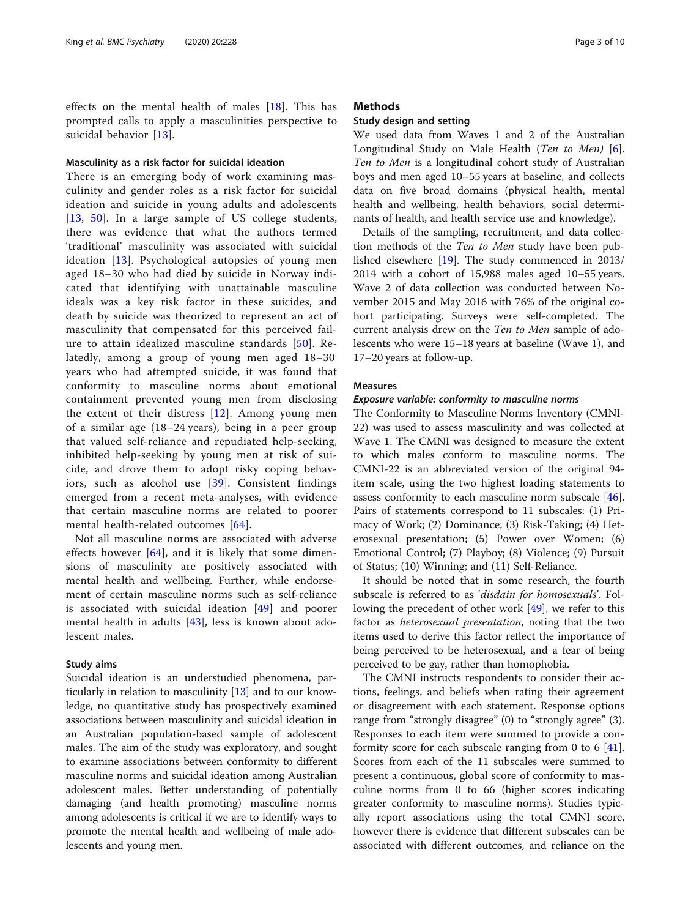effects on the mental health of males [18]. This has prompted calls to apply a masculinities perspective to suicidal behavior [13].

### Masculinity as a risk factor for suicidal ideation

There is an emerging body of work examining masculinity and gender roles as a risk factor for suicidal ideation and suicide in young adults and adolescents [13, 50]. In a large sample of US college students, there was evidence that what the authors termed 'traditional' masculinity was associated with suicidal ideation [13]. Psychological autopsies of young men aged 18–30 who had died by suicide in Norway indicated that identifying with unattainable masculine ideals was a key risk factor in these suicides, and death by suicide was theorized to represent an act of masculinity that compensated for this perceived failure to attain idealized masculine standards [50]. Relatedly, among a group of young men aged 18–30 years who had attempted suicide, it was found that conformity to masculine norms about emotional containment prevented young men from disclosing the extent of their distress [12]. Among young men of a similar age (18–24 years), being in a peer group that valued self-reliance and repudiated help-seeking, inhibited help-seeking by young men at risk of suicide, and drove them to adopt risky coping behaviors, such as alcohol use [39]. Consistent findings emerged from a recent meta-analyses, with evidence that certain masculine norms are related to poorer mental health-related outcomes [64].

Not all masculine norms are associated with adverse effects however [64], and it is likely that some dimensions of masculinity are positively associated with mental health and wellbeing. Further, while endorsement of certain masculine norms such as self-reliance is associated with suicidal ideation [49] and poorer mental health in adults [43], less is known about adolescent males.

### Study aims

Suicidal ideation is an understudied phenomena, particularly in relation to masculinity [13] and to our knowledge, no quantitative study has prospectively examined associations between masculinity and suicidal ideation in an Australian population-based sample of adolescent males. The aim of the study was exploratory, and sought to examine associations between conformity to different masculine norms and suicidal ideation among Australian adolescent males. Better understanding of potentially damaging (and health promoting) masculine norms among adolescents is critical if we are to identify ways to promote the mental health and wellbeing of male adolescents and young men.

## Methods

### Study design and setting

We used data from Waves 1 and 2 of the Australian Longitudinal Study on Male Health (*Ten to Men*) [6]. *Ten to Men* is a longitudinal cohort study of Australian boys and men aged 10–55 years at baseline, and collects data on five broad domains (physical health, mental health and wellbeing, health behaviors, social determinants of health, and health service use and knowledge).

Details of the sampling, recruitment, and data collection methods of the *Ten to Men* study have been published elsewhere [19]. The study commenced in 2013/2014 with a cohort of 15,988 males aged 10–55 years. Wave 2 of data collection was conducted between November 2015 and May 2016 with 76% of the original cohort participating. Surveys were self-completed. The current analysis drew on the *Ten to Men* sample of adolescents who were 15–18 years at baseline (Wave 1), and 17–20 years at follow-up.

### Measures

#### *Exposure variable: conformity to masculine norms*

The Conformity to Masculine Norms Inventory (CMNI-22) was used to assess masculinity and was collected at Wave 1. The CMNI was designed to measure the extent to which males conform to masculine norms. The CMNI-22 is an abbreviated version of the original 94-item scale, using the two highest loading statements to assess conformity to each masculine norm subscale [46]. Pairs of statements correspond to 11 subscales: (1) Primacy of Work; (2) Dominance; (3) Risk-Taking; (4) Heterosexual presentation; (5) Power over Women; (6) Emotional Control; (7) Playboy; (8) Violence; (9) Pursuit of Status; (10) Winning; and (11) Self-Reliance.

It should be noted that in some research, the fourth subscale is referred to as '*disdain for homosexuals*'. Following the precedent of other work [49], we refer to this factor as *heterosexual presentation*, noting that the two items used to derive this factor reflect the importance of being perceived to be heterosexual, and a fear of being perceived to be gay, rather than homophobia.

The CMNI instructs respondents to consider their actions, feelings, and beliefs when rating their agreement or disagreement with each statement. Response options range from "strongly disagree" (0) to "strongly agree" (3). Responses to each item were summed to provide a conformity score for each subscale ranging from 0 to 6 [41]. Scores from each of the 11 subscales were summed to present a continuous, global score of conformity to masculine norms from 0 to 66 (higher scores indicating greater conformity to masculine norms). Studies typically report associations using the total CMNI score, however there is evidence that different subscales can be associated with different outcomes, and reliance on the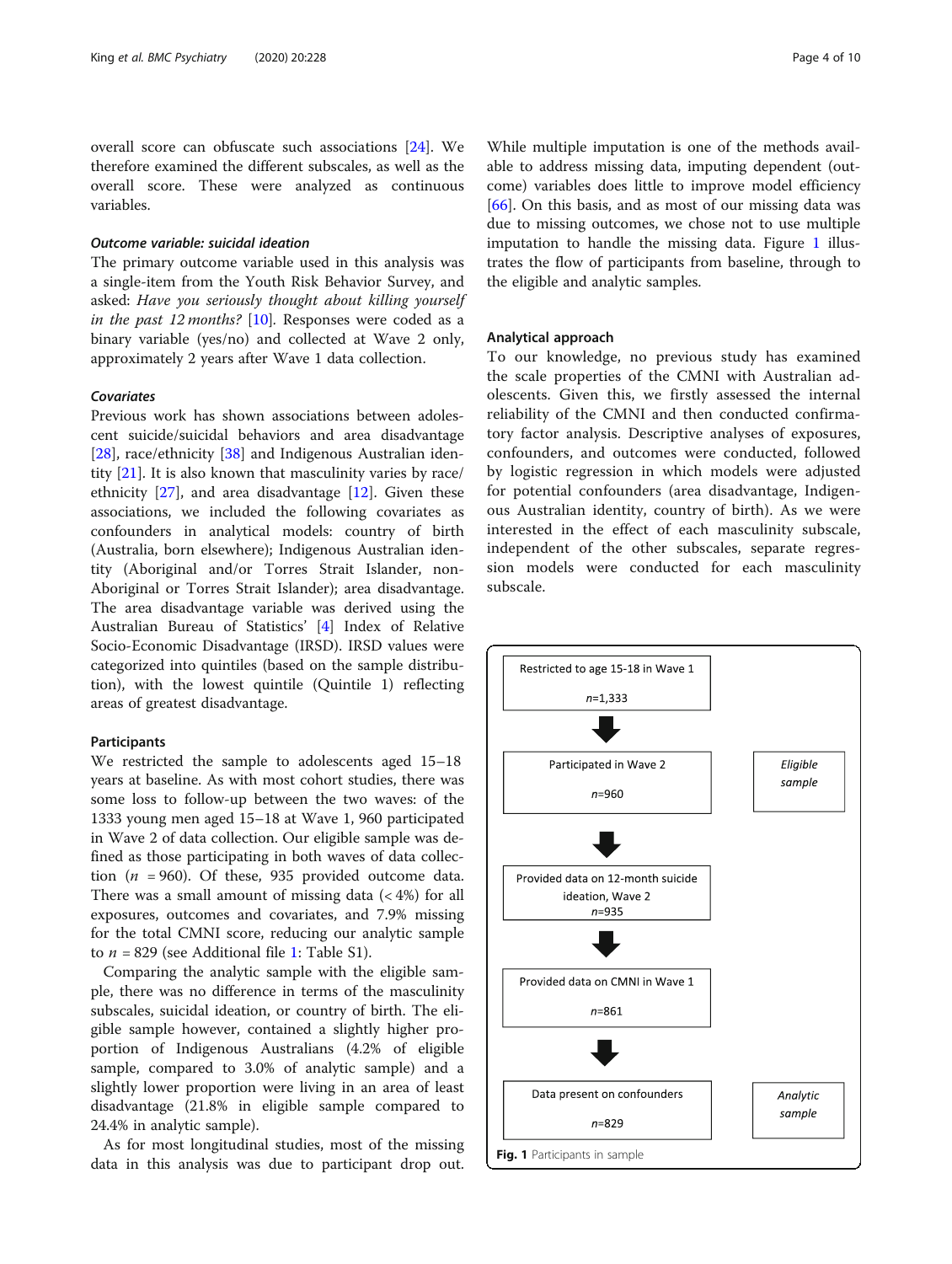overall score can obfuscate such associations [24]. We therefore examined the different subscales, as well as the overall score. These were analyzed as continuous variables.

#### *Outcome variable: suicidal ideation*

The primary outcome variable used in this analysis was a single-item from the Youth Risk Behavior Survey, and asked: *Have you seriously thought about killing yourself in the past 12 months?* [10]. Responses were coded as a binary variable (yes/no) and collected at Wave 2 only, approximately 2 years after Wave 1 data collection.

#### *Covariates*

Previous work has shown associations between adolescent suicide/suicidal behaviors and area disadvantage [28], race/ethnicity [38] and Indigenous Australian identity [21]. It is also known that masculinity varies by race/ethnicity [27], and area disadvantage [12]. Given these associations, we included the following covariates as confounders in analytical models: country of birth (Australia, born elsewhere); Indigenous Australian identity (Aboriginal and/or Torres Strait Islander, non-Aboriginal or Torres Strait Islander); area disadvantage. The area disadvantage variable was derived using the Australian Bureau of Statistics' [4] Index of Relative Socio-Economic Disadvantage (IRSD). IRSD values were categorized into quintiles (based on the sample distribution), with the lowest quintile (Quintile 1) reflecting areas of greatest disadvantage.

### Participants

We restricted the sample to adolescents aged 15–18 years at baseline. As with most cohort studies, there was some loss to follow-up between the two waves: of the 1333 young men aged 15–18 at Wave 1, 960 participated in Wave 2 of data collection. Our eligible sample was defined as those participating in both waves of data collection ($n$ = 960). Of these, 935 provided outcome data. There was a small amount of missing data (< 4%) for all exposures, outcomes and covariates, and 7.9% missing for the total CMNI score, reducing our analytic sample to $n$ = 829 (see Additional file 1: Table S1).

Comparing the analytic sample with the eligible sample, there was no difference in terms of the masculinity subscales, suicidal ideation, or country of birth. The eligible sample however, contained a slightly higher proportion of Indigenous Australians (4.2% of eligible sample, compared to 3.0% of analytic sample) and a slightly lower proportion were living in an area of least disadvantage (21.8% in eligible sample compared to 24.4% in analytic sample).

As for most longitudinal studies, most of the missing data in this analysis was due to participant drop out. While multiple imputation is one of the methods available to address missing data, imputing dependent (outcome) variables does little to improve model efficiency [66]. On this basis, and as most of our missing data was due to missing outcomes, we chose not to use multiple imputation to handle the missing data. Figure 1 illustrates the flow of participants from baseline, through to the eligible and analytic samples.

### Analytical approach

To our knowledge, no previous study has examined the scale properties of the CMNI with Australian adolescents. Given this, we firstly assessed the internal reliability of the CMNI and then conducted confirmatory factor analysis. Descriptive analyses of exposures, confounders, and outcomes were conducted, followed by logistic regression in which models were adjusted for potential confounders (area disadvantage, Indigenous Australian identity, country of birth). As we were interested in the effect of each masculinity subscale, independent of the other subscales, separate regression models were conducted for each masculinity subscale.

Restricted to age 15-18 in Wave 1
*n*=1,333

↓

Participated in Wave 2
*n*=960 — *Eligible sample*

↓

Provided data on 12-month suicide ideation, Wave 2
*n*=935

↓

Provided data on CMNI in Wave 1
*n*=861

↓

Data present on confounders
*n*=829 — *Analytic sample*

**Fig. 1** Participants in sample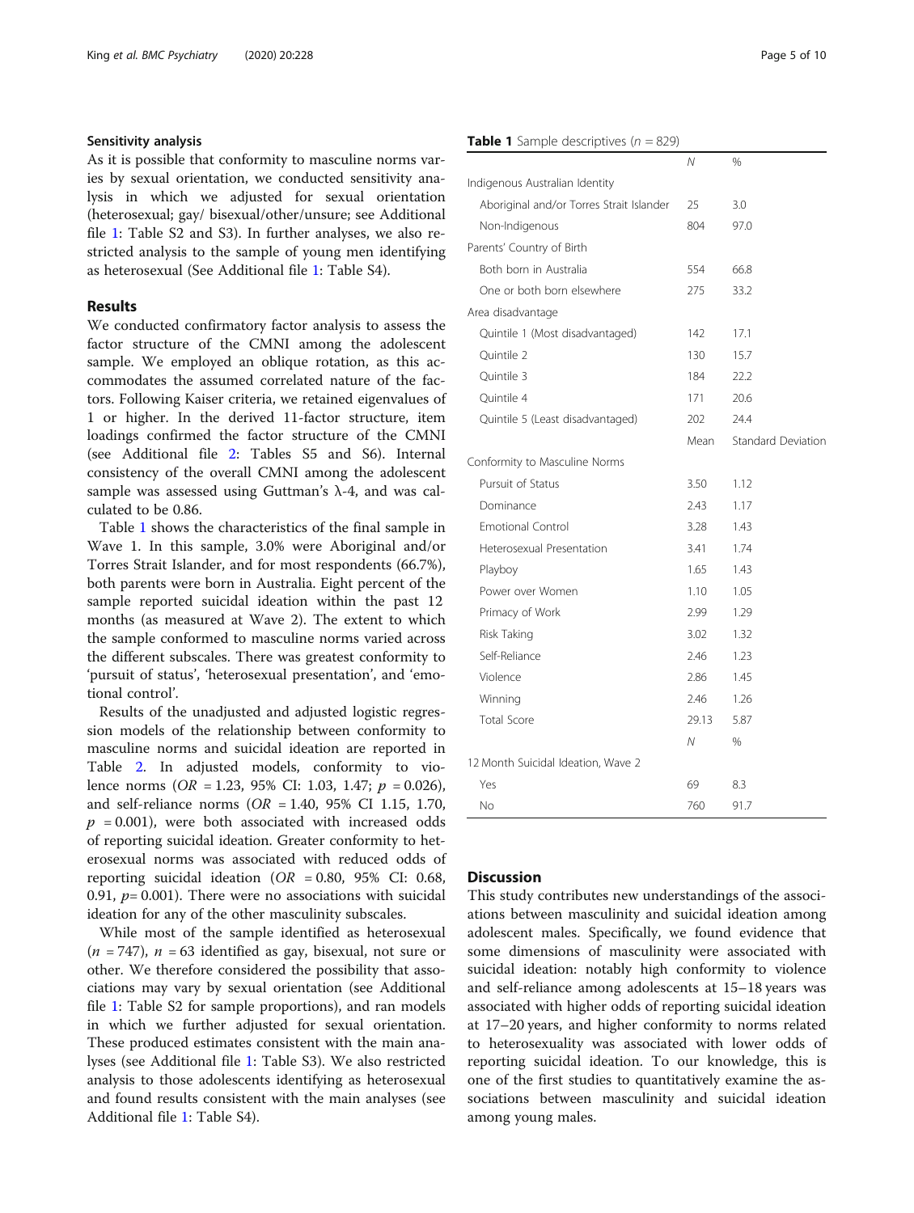### Sensitivity analysis

As it is possible that conformity to masculine norms varies by sexual orientation, we conducted sensitivity analysis in which we adjusted for sexual orientation (heterosexual; gay/ bisexual/other/unsure; see Additional file 1: Table S2 and S3). In further analyses, we also restricted analysis to the sample of young men identifying as heterosexual (See Additional file 1: Table S4).

## Results

We conducted confirmatory factor analysis to assess the factor structure of the CMNI among the adolescent sample. We employed an oblique rotation, as this accommodates the assumed correlated nature of the factors. Following Kaiser criteria, we retained eigenvalues of 1 or higher. In the derived 11-factor structure, item loadings confirmed the factor structure of the CMNI (see Additional file 2: Tables S5 and S6). Internal consistency of the overall CMNI among the adolescent sample was assessed using Guttman's λ-4, and was calculated to be 0.86.

Table 1 shows the characteristics of the final sample in Wave 1. In this sample, 3.0% were Aboriginal and/or Torres Strait Islander, and for most respondents (66.7%), both parents were born in Australia. Eight percent of the sample reported suicidal ideation within the past 12 months (as measured at Wave 2). The extent to which the sample conformed to masculine norms varied across the different subscales. There was greatest conformity to 'pursuit of status', 'heterosexual presentation', and 'emotional control'.

Results of the unadjusted and adjusted logistic regression models of the relationship between conformity to masculine norms and suicidal ideation are reported in Table 2. In adjusted models, conformity to violence norms ($OR$ = 1.23, 95% CI: 1.03, 1.47; $p$ = 0.026), and self-reliance norms ($OR$ = 1.40, 95% CI 1.15, 1.70, $p$ = 0.001), were both associated with increased odds of reporting suicidal ideation. Greater conformity to heterosexual norms was associated with reduced odds of reporting suicidal ideation ($OR$ = 0.80, 95% CI: 0.68, 0.91, $p$= 0.001). There were no associations with suicidal ideation for any of the other masculinity subscales.

While most of the sample identified as heterosexual ($n$ = 747), $n$ = 63 identified as gay, bisexual, not sure or other. We therefore considered the possibility that associations may vary by sexual orientation (see Additional file 1: Table S2 for sample proportions), and ran models in which we further adjusted for sexual orientation. These produced estimates consistent with the main analyses (see Additional file 1: Table S3). We also restricted analysis to those adolescents identifying as heterosexual and found results consistent with the main analyses (see Additional file 1: Table S4).

**Table 1** Sample descriptives ($n$ = 829)

| | N | % |
|---|---|---|
| Indigenous Australian Identity | | |
| Aboriginal and/or Torres Strait Islander | 25 | 3.0 |
| Non-Indigenous | 804 | 97.0 |
| Parents' Country of Birth | | |
| Both born in Australia | 554 | 66.8 |
| One or both born elsewhere | 275 | 33.2 |
| Area disadvantage | | |
| Quintile 1 (Most disadvantaged) | 142 | 17.1 |
| Quintile 2 | 130 | 15.7 |
| Quintile 3 | 184 | 22.2 |
| Quintile 4 | 171 | 20.6 |
| Quintile 5 (Least disadvantaged) | 202 | 24.4 |
| | Mean | Standard Deviation |
| Conformity to Masculine Norms | | |
| Pursuit of Status | 3.50 | 1.12 |
| Dominance | 2.43 | 1.17 |
| Emotional Control | 3.28 | 1.43 |
| Heterosexual Presentation | 3.41 | 1.74 |
| Playboy | 1.65 | 1.43 |
| Power over Women | 1.10 | 1.05 |
| Primacy of Work | 2.99 | 1.29 |
| Risk Taking | 3.02 | 1.32 |
| Self-Reliance | 2.46 | 1.23 |
| Violence | 2.86 | 1.45 |
| Winning | 2.46 | 1.26 |
| Total Score | 29.13 | 5.87 |
| | N | % |
| 12 Month Suicidal Ideation, Wave 2 | | |
| Yes | 69 | 8.3 |
| No | 760 | 91.7 |

## Discussion

This study contributes new understandings of the associations between masculinity and suicidal ideation among adolescent males. Specifically, we found evidence that some dimensions of masculinity were associated with suicidal ideation: notably high conformity to violence and self-reliance among adolescents at 15–18 years was associated with higher odds of reporting suicidal ideation at 17–20 years, and higher conformity to norms related to heterosexuality was associated with lower odds of reporting suicidal ideation. To our knowledge, this is one of the first studies to quantitatively examine the associations between masculinity and suicidal ideation among young males.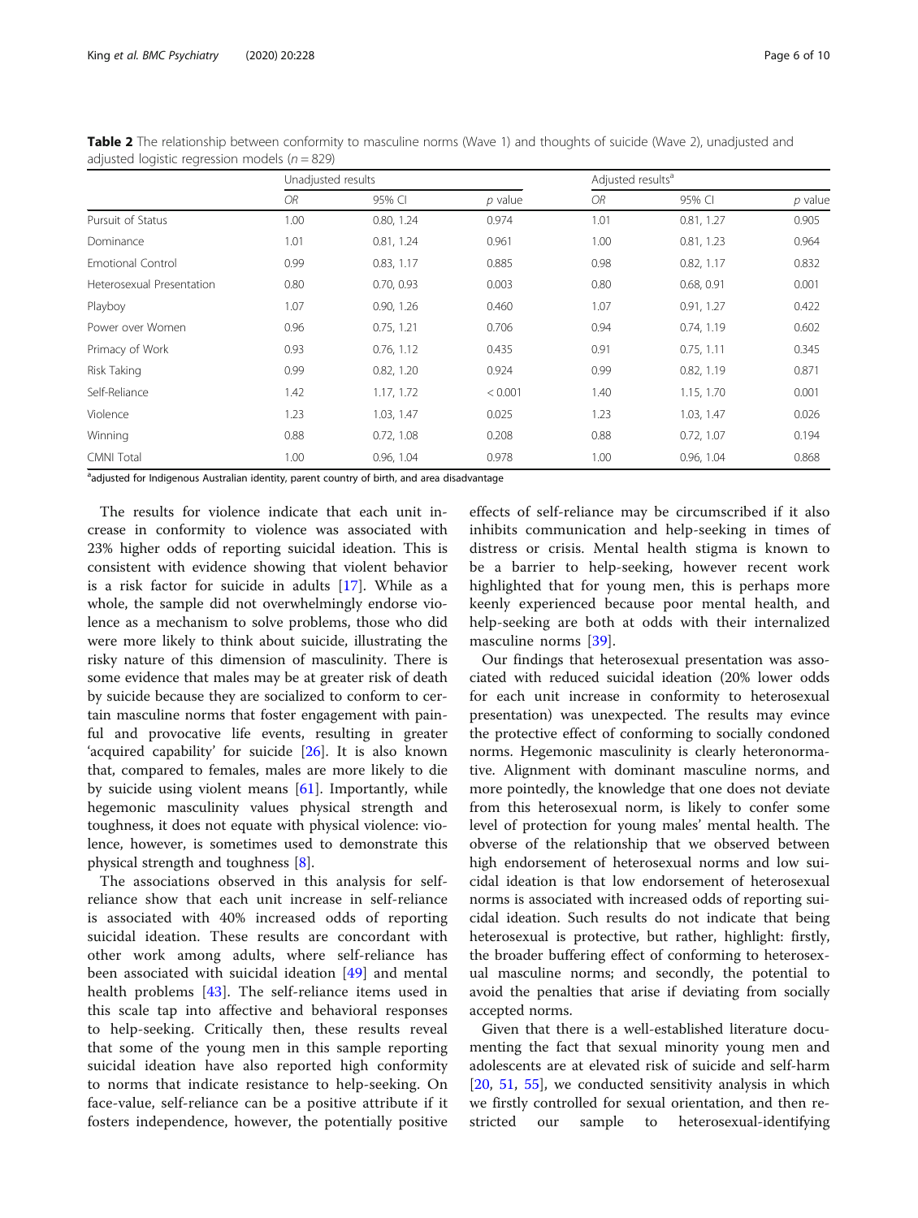**Table 2** The relationship between conformity to masculine norms (Wave 1) and thoughts of suicide (Wave 2), unadjusted and adjusted logistic regression models ($n = 829$)

| | Unadjusted results | | | Adjusted results[a] | | |
|---|---|---|---|---|---|---|
| | *OR* | 95% CI | *p* value | *OR* | 95% CI | *p* value |
| Pursuit of Status | 1.00 | 0.80, 1.24 | 0.974 | 1.01 | 0.81, 1.27 | 0.905 |
| Dominance | 1.01 | 0.81, 1.24 | 0.961 | 1.00 | 0.81, 1.23 | 0.964 |
| Emotional Control | 0.99 | 0.83, 1.17 | 0.885 | 0.98 | 0.82, 1.17 | 0.832 |
| Heterosexual Presentation | 0.80 | 0.70, 0.93 | 0.003 | 0.80 | 0.68, 0.91 | 0.001 |
| Playboy | 1.07 | 0.90, 1.26 | 0.460 | 1.07 | 0.91, 1.27 | 0.422 |
| Power over Women | 0.96 | 0.75, 1.21 | 0.706 | 0.94 | 0.74, 1.19 | 0.602 |
| Primacy of Work | 0.93 | 0.76, 1.12 | 0.435 | 0.91 | 0.75, 1.11 | 0.345 |
| Risk Taking | 0.99 | 0.82, 1.20 | 0.924 | 0.99 | 0.82, 1.19 | 0.871 |
| Self-Reliance | 1.42 | 1.17, 1.72 | < 0.001 | 1.40 | 1.15, 1.70 | 0.001 |
| Violence | 1.23 | 1.03, 1.47 | 0.025 | 1.23 | 1.03, 1.47 | 0.026 |
| Winning | 0.88 | 0.72, 1.08 | 0.208 | 0.88 | 0.72, 1.07 | 0.194 |
| CMNI Total | 1.00 | 0.96, 1.04 | 0.978 | 1.00 | 0.96, 1.04 | 0.868 |

[a]adjusted for Indigenous Australian identity, parent country of birth, and area disadvantage

The results for violence indicate that each unit increase in conformity to violence was associated with 23% higher odds of reporting suicidal ideation. This is consistent with evidence showing that violent behavior is a risk factor for suicide in adults [17]. While as a whole, the sample did not overwhelmingly endorse violence as a mechanism to solve problems, those who did were more likely to think about suicide, illustrating the risky nature of this dimension of masculinity. There is some evidence that males may be at greater risk of death by suicide because they are socialized to conform to certain masculine norms that foster engagement with painful and provocative life events, resulting in greater 'acquired capability' for suicide [26]. It is also known that, compared to females, males are more likely to die by suicide using violent means [61]. Importantly, while hegemonic masculinity values physical strength and toughness, it does not equate with physical violence: violence, however, is sometimes used to demonstrate this physical strength and toughness [8].

The associations observed in this analysis for self-reliance show that each unit increase in self-reliance is associated with 40% increased odds of reporting suicidal ideation. These results are concordant with other work among adults, where self-reliance has been associated with suicidal ideation [49] and mental health problems [43]. The self-reliance items used in this scale tap into affective and behavioral responses to help-seeking. Critically then, these results reveal that some of the young men in this sample reporting suicidal ideation have also reported high conformity to norms that indicate resistance to help-seeking. On face-value, self-reliance can be a positive attribute if it fosters independence, however, the potentially positive effects of self-reliance may be circumscribed if it also inhibits communication and help-seeking in times of distress or crisis. Mental health stigma is known to be a barrier to help-seeking, however recent work highlighted that for young men, this is perhaps more keenly experienced because poor mental health, and help-seeking are both at odds with their internalized masculine norms [39].

Our findings that heterosexual presentation was associated with reduced suicidal ideation (20% lower odds for each unit increase in conformity to heterosexual presentation) was unexpected. The results may evince the protective effect of conforming to socially condoned norms. Hegemonic masculinity is clearly heteronormative. Alignment with dominant masculine norms, and more pointedly, the knowledge that one does not deviate from this heterosexual norm, is likely to confer some level of protection for young males' mental health. The obverse of the relationship that we observed between high endorsement of heterosexual norms and low suicidal ideation is that low endorsement of heterosexual norms is associated with increased odds of reporting suicidal ideation. Such results do not indicate that being heterosexual is protective, but rather, highlight: firstly, the broader buffering effect of conforming to heterosexual masculine norms; and secondly, the potential to avoid the penalties that arise if deviating from socially accepted norms.

Given that there is a well-established literature documenting the fact that sexual minority young men and adolescents are at elevated risk of suicide and self-harm [20, 51, 55], we conducted sensitivity analysis in which we firstly controlled for sexual orientation, and then restricted our sample to heterosexual-identifying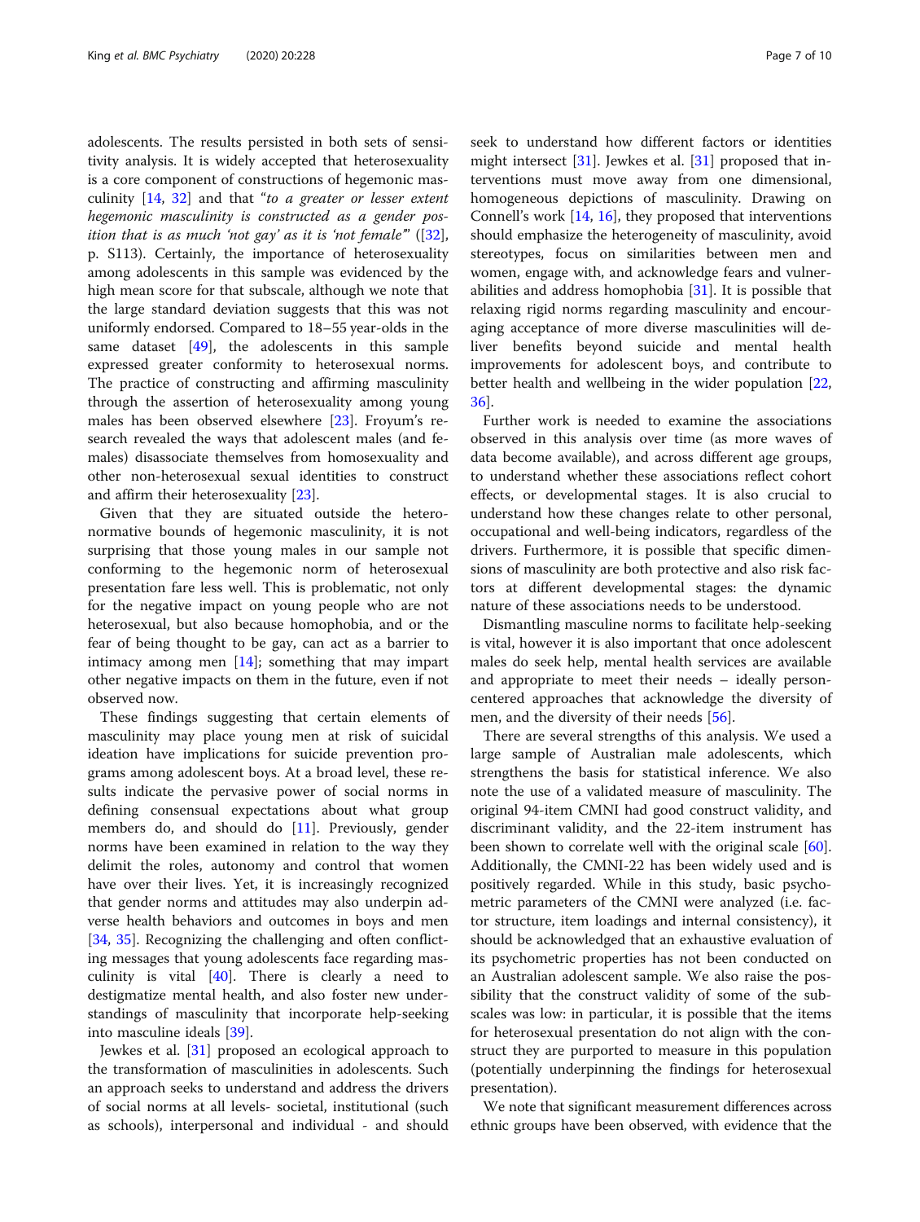adolescents. The results persisted in both sets of sensitivity analysis. It is widely accepted that heterosexuality is a core component of constructions of hegemonic masculinity [14, 32] and that "*to a greater or lesser extent hegemonic masculinity is constructed as a gender position that is as much 'not gay' as it is 'not female'*" ([32], p. S113). Certainly, the importance of heterosexuality among adolescents in this sample was evidenced by the high mean score for that subscale, although we note that the large standard deviation suggests that this was not uniformly endorsed. Compared to 18–55 year-olds in the same dataset [49], the adolescents in this sample expressed greater conformity to heterosexual norms. The practice of constructing and affirming masculinity through the assertion of heterosexuality among young males has been observed elsewhere [23]. Froyum's research revealed the ways that adolescent males (and females) disassociate themselves from homosexuality and other non-heterosexual sexual identities to construct and affirm their heterosexuality [23].

Given that they are situated outside the heteronormative bounds of hegemonic masculinity, it is not surprising that those young males in our sample not conforming to the hegemonic norm of heterosexual presentation fare less well. This is problematic, not only for the negative impact on young people who are not heterosexual, but also because homophobia, and or the fear of being thought to be gay, can act as a barrier to intimacy among men [14]; something that may impart other negative impacts on them in the future, even if not observed now.

These findings suggesting that certain elements of masculinity may place young men at risk of suicidal ideation have implications for suicide prevention programs among adolescent boys. At a broad level, these results indicate the pervasive power of social norms in defining consensual expectations about what group members do, and should do [11]. Previously, gender norms have been examined in relation to the way they delimit the roles, autonomy and control that women have over their lives. Yet, it is increasingly recognized that gender norms and attitudes may also underpin adverse health behaviors and outcomes in boys and men [34, 35]. Recognizing the challenging and often conflicting messages that young adolescents face regarding masculinity is vital [40]. There is clearly a need to destigmatize mental health, and also foster new understandings of masculinity that incorporate help-seeking into masculine ideals [39].

Jewkes et al. [31] proposed an ecological approach to the transformation of masculinities in adolescents. Such an approach seeks to understand and address the drivers of social norms at all levels- societal, institutional (such as schools), interpersonal and individual - and should seek to understand how different factors or identities might intersect [31]. Jewkes et al. [31] proposed that interventions must move away from one dimensional, homogeneous depictions of masculinity. Drawing on Connell's work [14, 16], they proposed that interventions should emphasize the heterogeneity of masculinity, avoid stereotypes, focus on similarities between men and women, engage with, and acknowledge fears and vulnerabilities and address homophobia [31]. It is possible that relaxing rigid norms regarding masculinity and encouraging acceptance of more diverse masculinities will deliver benefits beyond suicide and mental health improvements for adolescent boys, and contribute to better health and wellbeing in the wider population [22, 36].

Further work is needed to examine the associations observed in this analysis over time (as more waves of data become available), and across different age groups, to understand whether these associations reflect cohort effects, or developmental stages. It is also crucial to understand how these changes relate to other personal, occupational and well-being indicators, regardless of the drivers. Furthermore, it is possible that specific dimensions of masculinity are both protective and also risk factors at different developmental stages: the dynamic nature of these associations needs to be understood.

Dismantling masculine norms to facilitate help-seeking is vital, however it is also important that once adolescent males do seek help, mental health services are available and appropriate to meet their needs – ideally person-centered approaches that acknowledge the diversity of men, and the diversity of their needs [56].

There are several strengths of this analysis. We used a large sample of Australian male adolescents, which strengthens the basis for statistical inference. We also note the use of a validated measure of masculinity. The original 94-item CMNI had good construct validity, and discriminant validity, and the 22-item instrument has been shown to correlate well with the original scale [60]. Additionally, the CMNI-22 has been widely used and is positively regarded. While in this study, basic psychometric parameters of the CMNI were analyzed (i.e. factor structure, item loadings and internal consistency), it should be acknowledged that an exhaustive evaluation of its psychometric properties has not been conducted on an Australian adolescent sample. We also raise the possibility that the construct validity of some of the subscales was low: in particular, it is possible that the items for heterosexual presentation do not align with the construct they are purported to measure in this population (potentially underpinning the findings for heterosexual presentation).

We note that significant measurement differences across ethnic groups have been observed, with evidence that the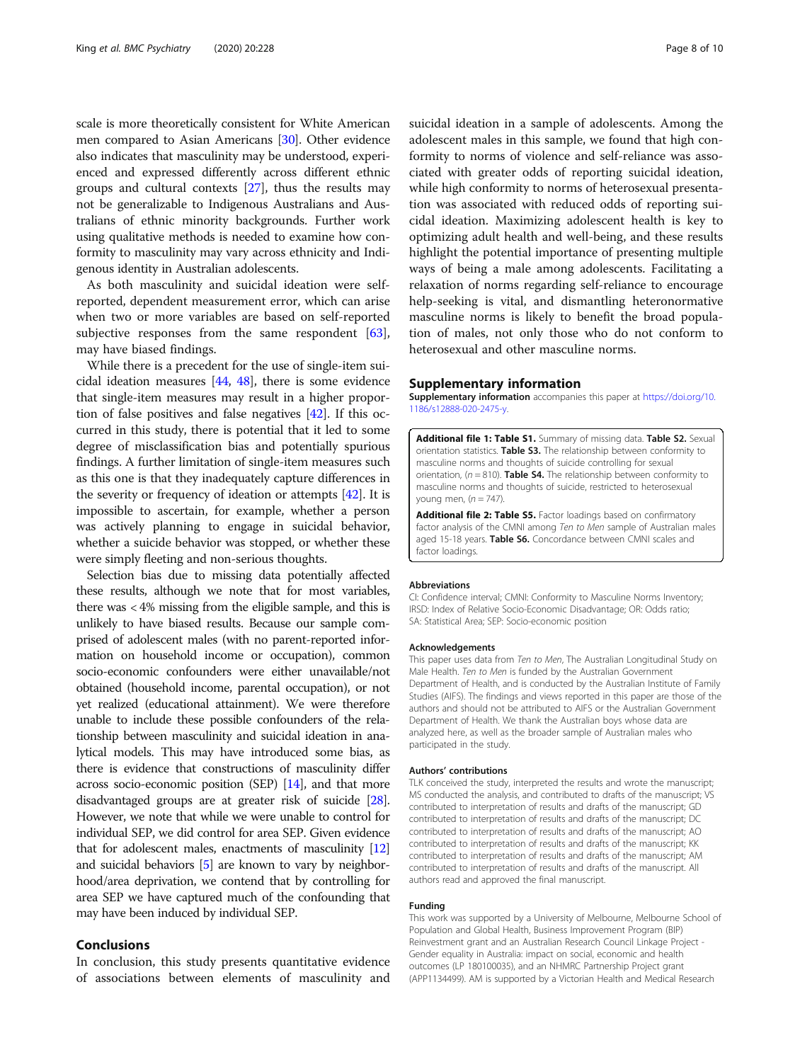scale is more theoretically consistent for White American men compared to Asian Americans [30]. Other evidence also indicates that masculinity may be understood, experienced and expressed differently across different ethnic groups and cultural contexts [27], thus the results may not be generalizable to Indigenous Australians and Australians of ethnic minority backgrounds. Further work using qualitative methods is needed to examine how conformity to masculinity may vary across ethnicity and Indigenous identity in Australian adolescents.

As both masculinity and suicidal ideation were self-reported, dependent measurement error, which can arise when two or more variables are based on self-reported subjective responses from the same respondent [63], may have biased findings.

While there is a precedent for the use of single-item suicidal ideation measures [44, 48], there is some evidence that single-item measures may result in a higher proportion of false positives and false negatives [42]. If this occurred in this study, there is potential that it led to some degree of misclassification bias and potentially spurious findings. A further limitation of single-item measures such as this one is that they inadequately capture differences in the severity or frequency of ideation or attempts [42]. It is impossible to ascertain, for example, whether a person was actively planning to engage in suicidal behavior, whether a suicide behavior was stopped, or whether these were simply fleeting and non-serious thoughts.

Selection bias due to missing data potentially affected these results, although we note that for most variables, there was < 4% missing from the eligible sample, and this is unlikely to have biased results. Because our sample comprised of adolescent males (with no parent-reported information on household income or occupation), common socio-economic confounders were either unavailable/not obtained (household income, parental occupation), or not yet realized (educational attainment). We were therefore unable to include these possible confounders of the relationship between masculinity and suicidal ideation in analytical models. This may have introduced some bias, as there is evidence that constructions of masculinity differ across socio-economic position (SEP) [14], and that more disadvantaged groups are at greater risk of suicide [28]. However, we note that while we were unable to control for individual SEP, we did control for area SEP. Given evidence that for adolescent males, enactments of masculinity [12] and suicidal behaviors [5] are known to vary by neighborhood/area deprivation, we contend that by controlling for area SEP we have captured much of the confounding that may have been induced by individual SEP.

## Conclusions

In conclusion, this study presents quantitative evidence of associations between elements of masculinity and suicidal ideation in a sample of adolescents. Among the adolescent males in this sample, we found that high conformity to norms of violence and self-reliance was associated with greater odds of reporting suicidal ideation, while high conformity to norms of heterosexual presentation was associated with reduced odds of reporting suicidal ideation. Maximizing adolescent health is key to optimizing adult health and well-being, and these results highlight the potential importance of presenting multiple ways of being a male among adolescents. Facilitating a relaxation of norms regarding self-reliance to encourage help-seeking is vital, and dismantling heteronormative masculine norms is likely to benefit the broad population of males, not only those who do not conform to heterosexual and other masculine norms.

## Supplementary information

**Supplementary information** accompanies this paper at https://doi.org/10.1186/s12888-020-2475-y.

**Additional file 1: Table S1.** Summary of missing data. **Table S2.** Sexual orientation statistics. **Table S3.** The relationship between conformity to masculine norms and thoughts of suicide controlling for sexual orientation, ($n = 810$). **Table S4.** The relationship between conformity to masculine norms and thoughts of suicide, restricted to heterosexual young men, ($n = 747$).

**Additional file 2: Table S5.** Factor loadings based on confirmatory factor analysis of the CMNI among *Ten to Men* sample of Australian males aged 15-18 years. **Table S6.** Concordance between CMNI scales and factor loadings.

#### Abbreviations

CI: Confidence interval; CMNI: Conformity to Masculine Norms Inventory; IRSD: Index of Relative Socio-Economic Disadvantage; OR: Odds ratio; SA: Statistical Area; SEP: Socio-economic position

#### Acknowledgements

This paper uses data from *Ten to Men*, The Australian Longitudinal Study on Male Health. *Ten to Men* is funded by the Australian Government Department of Health, and is conducted by the Australian Institute of Family Studies (AIFS). The findings and views reported in this paper are those of the authors and should not be attributed to AIFS or the Australian Government Department of Health. We thank the Australian boys whose data are analyzed here, as well as the broader sample of Australian males who participated in the study.

#### Authors' contributions

TLK conceived the study, interpreted the results and wrote the manuscript; MS conducted the analysis, and contributed to drafts of the manuscript; VS contributed to interpretation of results and drafts of the manuscript; GD contributed to interpretation of results and drafts of the manuscript; DC contributed to interpretation of results and drafts of the manuscript; AO contributed to interpretation of results and drafts of the manuscript; KK contributed to interpretation of results and drafts of the manuscript; AM contributed to interpretation of results and drafts of the manuscript. All authors read and approved the final manuscript.

#### Funding

This work was supported by a University of Melbourne, Melbourne School of Population and Global Health, Business Improvement Program (BIP) Reinvestment grant and an Australian Research Council Linkage Project - Gender equality in Australia: impact on social, economic and health outcomes (LP 180100035), and an NHMRC Partnership Project grant (APP1134499). AM is supported by a Victorian Health and Medical Research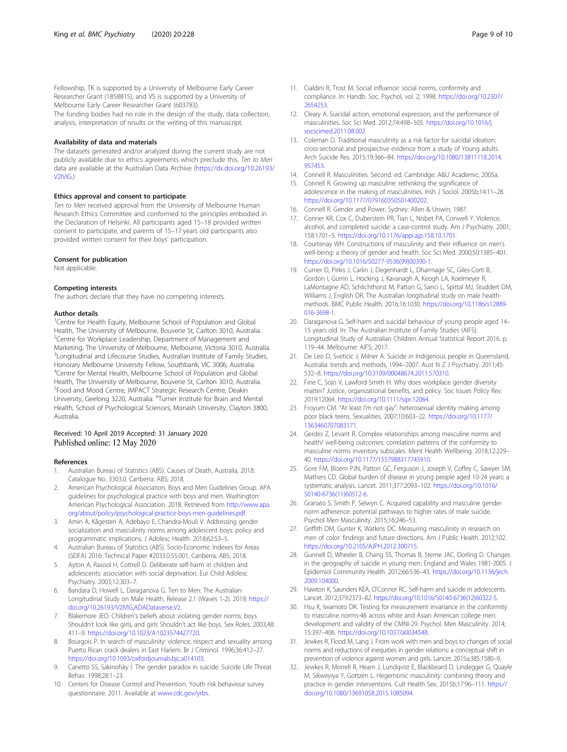Fellowship, TK is supported by a University of Melbourne Early Career Researcher Grant (1858815), and VS is supported by a University of Melbourne Early Career Researcher Grant (603783).
The funding bodies had no role in the design of the study, data collection, analysis, interpretation of results or the writing of this manuscript.

### Availability of data and materials

The datasets generated and/or analyzed during the current study are not publicly available due to ethics agreements which preclude this. *Ten to Men* data are available at the Australian Data Archive (https://dx.doi.org/10.26193/V2IVIG.)

### Ethics approval and consent to participate

*Ten to Men* received approval from the University of Melbourne Human Research Ethics Committee and conformed to the principles embodied in the Declaration of Helsinki. All participants aged 15–18 provided written consent to participate, and parents of 15–17 years old participants also provided written consent for their boys' participation.

### Consent for publication

Not applicable.

### Competing interests

The authors declare that they have no competing interests.

### Author details

[1]Centre for Health Equity, Melbourne School of Population and Global Health, The University of Melbourne, Bouverie St, Carlton 3010, Australia. [2]Centre for Workplace Leadership, Department of Management and Marketing, The University of Melbourne, Melbourne, Victoria 3010, Australia. [3]Longitudinal and Lifecourse Studies, Australian Institute of Family Studies, Honorary Melbourne University Fellow, Southbank, VIC 3006, Australia. [4]Centre for Mental Health, Melbourne School of Population and Global Health, The University of Melbourne, Bouverie St, Carlton 3010, Australia. [5]Food and Mood Centre, IMPACT Strategic Research Centre, Deakin University, Geelong 3220, Australia. [6]Turner Institute for Brain and Mental Health, School of Psychological Sciences, Monash University, Clayton 3800, Australia.

Received: 10 April 2019 Accepted: 31 January 2020
Published online: 12 May 2020

### References

1. Australian Bureau of Statistics (ABS). Causes of Death, Australia, 2018: Catalogue No. 3303.0. Canberra: ABS; 2018.
2. American Psychological Association, Boys and Men Guidelines Group. APA guidelines for psychological practice with boys and men. Washington: American Psychological Association. 2018. Retrieved from http://www.apa.org/about/policy/psychological-practice-boys-men-guidelines.pdf.
3. Amin A, Kågesten A, Adebayo E, Chandra-Mouli V. Addressing gender socialization and masculinity norms among adolescent boys: policy and programmatic implications. J Adolesc Health. 2018;62:S3–5.
4. Australian Bureau of Statistics (ABS). Socio-Economic Indexes for Areas (SEIFA) 2016: Technical Paper #2033.0.55.001. Canberra: ABS; 2018.
5. Ayton A, Rasool H, Cottrell D. Deliberate self-harm in children and adolescents: association with social deprivation. Eur Child Adolesc Psychiatry. 2003;12:303–7.
6. Bandara D, Howell L, Daraganova G. Ten to Men: The Australian Longitudinal Study on Male Health, Release 2.1 (Waves 1-2). 2019; https://doi.org/10.26193/V2IVIG,ADADataverse,V2.
7. Blakemore JEO. Children's beliefs about violating gender norms: boys Shouldn't look like girls, and girls Shouldn't act like boys. Sex Roles. 2003;48:411–9. https://doi.org/10.1023/A:1023574427720.
8. Bourgois P. In search of masculinity: violence, respect and sexuality among Puerto Rican crack dealers in East Harlem. Br J Criminol. 1996;36:412–27. https://doi.org/10.1093/oxfordjournals.bjc.a014103.
9. Canetto SS, Sakinofsky I. The gender paradox in suicide. Suicide Life Threat Behav. 1998;28:1–23.
10. Centers for Disease Control and Prevention. Youth risk behaviour survey questionnaire. 2011. Available at www.cdc.gov/yrbs.
11. Cialdini R, Trost M. Social influence: social norms, conformity and compliance. In: Handb. Soc. Psychol, vol. 2; 1998. https://doi.org/10.2307/2654253.
12. Cleary A. Suicidal action, emotional expression, and the performance of masculinities. Soc Sci Med. 2012;74:498–505. https://doi.org/10.1016/j.socscimed.2011.08.002.
13. Coleman D. Traditional masculinity as a risk factor for suicidal ideation: cross-sectional and prospective evidence from a study of Young adults. Arch Suicide Res. 2015;19:366–84. https://doi.org/10.1080/13811118.2014.957453.
14. Connell R. Masculinities. Second. ed. Cambridge: A&U Academic; 2005a.
15. Connell R. Growing up masculine: rethinking the significance of adolescence in the making of masculinities. Irish J Sociol. 2005b;14:11–28. https://doi.org/10.1177/079160350501400202.
16. Connell R. Gender and Power. Sydney: Allen & Unwin; 1987.
17. Conner KR, Cox C, Duberstein PR, Tian L, Nisbet PA, Conwell Y. Violence, alcohol, and completed suicide: a case-control study. Am J Psychiatry. 2001;158:1701–5. https://doi.org/10.1176/appi.ajp.158.10.1701.
18. Courtenay WH. Constructions of masculinity and their influence on men's well-being: a theory of gender and health. Soc Sci Med. 2000;50:1385–401. https://doi.org/10.1016/S0277-9536(99)00390-1.
19. Currier D, Pirkis J, Carlin J, Degenhardt L, Dharmage SC, Giles-Corti B, Gordon I, Gurrin L, Hocking J, Kavanagh A, Keogh LA, Koelmeyer R, LaMontagne AD, Schlichthorst M, Patton G, Sanci L, Spittal MJ, Studdert DM, Williams J, English DR. The Australian longitudinal study on male health-methods. BMC Public Health. 2016;16:1030. https://doi.org/10.1186/s12889-016-3698-1.
20. Daraganova G. Self-harm and suicidal behaviour of young people aged 14–15 years old. In: The Australian Institute of Family Studies (AIFS). Longitudinal Study of Australian Children Annual Statistical Report 2016. p. 119–44. Melbourne: AIFS; 2017.
21. De Leo D, Sveticic J, Milner A. Suicide in Indigenous people in Queensland, Australia: trends and methods, 1994–2007. Aust N Z J Psychiatry. 2011;45:532–8. https://doi.org/10.3109/00048674.2011.570310.
22. Fine C, Sojo V, Lawford-Smith H. Why does workplace gender diversity matter? Justice, organizational benefits, and policy. Soc Issues Policy Rev. 2019:12064. https://doi.org/10.1111/sipr.12064.
23. Froyum CM. "At least I'm not gay": heterosexual identity making among poor black teens. Sexualities. 2007;10:603–22. https://doi.org/10.1177/1363460707083171.
24. Gerdes Z, Levant R. Complex relationships among masculine norms and health/ well-being outcomes: correlation patterns of the conformity to masculine norms inventory subscales. Ment Health Wellbeing. 2018;12:229–40. https://doi.org/10.1177/1557988317745910.
25. Gore FM, Bloem PJN, Patton GC, Ferguson J, Joseph V, Coffey C, Sawyer SM, Mathers CD. Global burden of disease in young people aged 10-24 years: a systematic analysis. Lancet. 2011;377:2093–102. https://doi.org/10.1016/S0140-6736(11)60512-6.
26. Granato S, Smith P, Selwyn C. Acquired capability and masculine gender norm adherence: potential pathways to higher rates of male suicide. Psychol Men Masculinity. 2015;16:246–53.
27. Griffith DM, Gunter K, Watkins DC. Measuring masculinity in research on men of color: findings and future directions. Am J Public Health. 2012;102. https://doi.org/10.2105/AJPH.2012.300715.
28. Gunnell D, Wheeler B, Chang SS, Thomas B, Sterne JAC, Dorling D. Changes in the geography of suicide in young men: England and Wales 1981-2005. J Epidemiol Community Health. 2012;66:536–43. https://doi.org/10.1136/jech.2009.104000.
29. Hawton K, Saunders KEA, O'Connor RC. Self-harm and suicide in adolescents. Lancet. 2012;379:2373–82. https://doi.org/10.1016/S0140-6736(12)60322-5.
30. Hsu K, Iwamoto DK. Testing for measurement invariance in the conformity to masculine norms-46 across white and Asian American college men: development and validity of the CMNI-29. Psychol. Men Masculinity. 2014;15:397–406. https://doi.org/10.1037/a0034548.
31. Jewkes R, Flood M, Lang J. From work with men and boys to changes of social norms and reductions of inequities in gender relations: a conceptual shift in prevention of violence against women and girls. Lancet. 2015a;385:1580–9.
32. Jewkes R, Morrell R, Hearn J, Lundqvist E, Blackbeard D, Lindegger G, Quayle M, Sikweyiya Y, Gottzén L. Hegemonic masculinity: combining theory and practice in gender interventions. Cult Health Sex. 2015b;17:96–111. https://doi.org/10.1080/13691058.2015.1085094.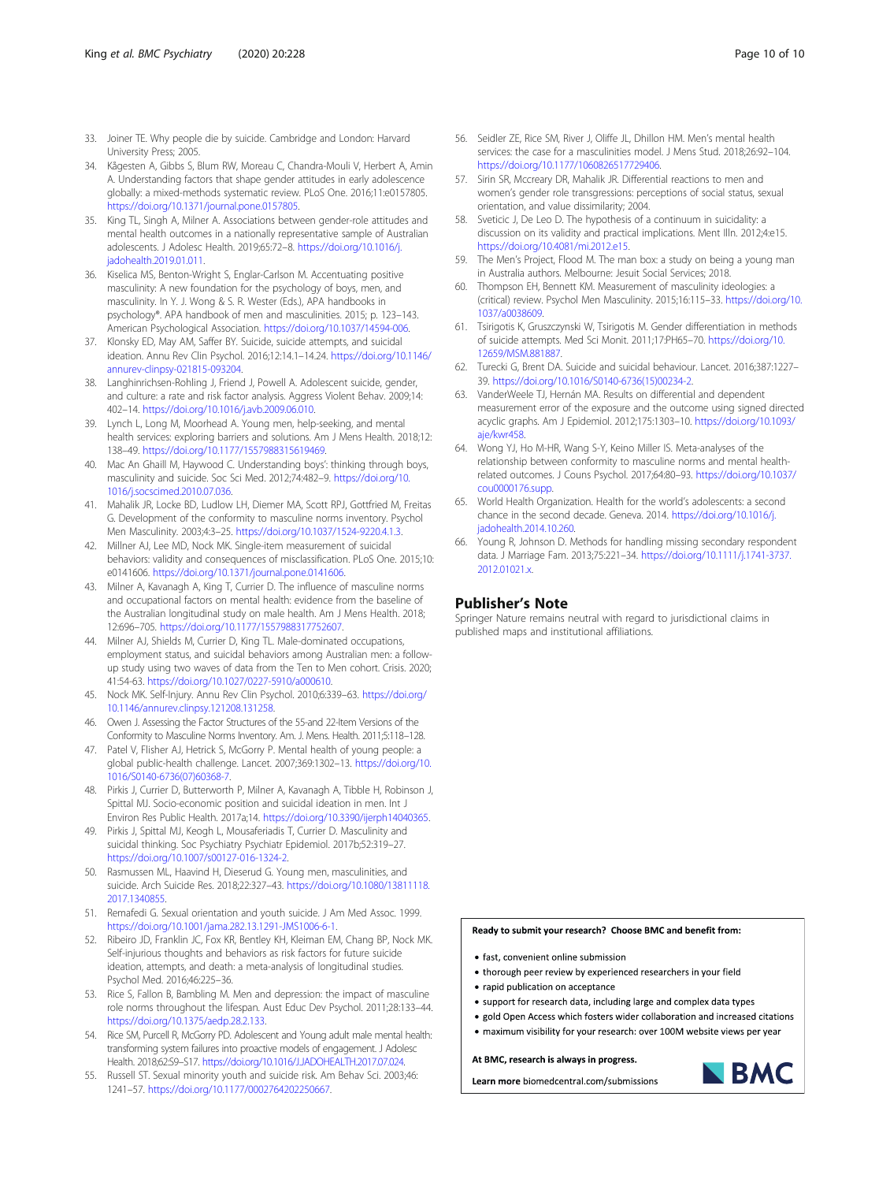33. Joiner TE. Why people die by suicide. Cambridge and London: Harvard University Press; 2005.
34. Kågesten A, Gibbs S, Blum RW, Moreau C, Chandra-Mouli V, Herbert A, Amin A. Understanding factors that shape gender attitudes in early adolescence globally: a mixed-methods systematic review. PLoS One. 2016;11:e0157805. https://doi.org/10.1371/journal.pone.0157805.
35. King TL, Singh A, Milner A. Associations between gender-role attitudes and mental health outcomes in a nationally representative sample of Australian adolescents. J Adolesc Health. 2019;65:72–8. https://doi.org/10.1016/j.jadohealth.2019.01.011.
36. Kiselica MS, Benton-Wright S, Englar-Carlson M. Accentuating positive masculinity: A new foundation for the psychology of boys, men, and masculinity. In Y. J. Wong & S. R. Wester (Eds.), APA handbooks in psychology®. APA handbook of men and masculinities. 2015; p. 123–143. American Psychological Association. https://doi.org/10.1037/14594-006.
37. Klonsky ED, May AM, Saffer BY. Suicide, suicide attempts, and suicidal ideation. Annu Rev Clin Psychol. 2016;12:14.1–14.24. https://doi.org/10.1146/annurev-clinpsy-021815-093204.
38. Langhinrichsen-Rohling J, Friend J, Powell A. Adolescent suicide, gender, and culture: a rate and risk factor analysis. Aggress Violent Behav. 2009;14:402–14. https://doi.org/10.1016/j.avb.2009.06.010.
39. Lynch L, Long M, Moorhead A. Young men, help-seeking, and mental health services: exploring barriers and solutions. Am J Mens Health. 2018;12:138–49. https://doi.org/10.1177/1557988315619469.
40. Mac An Ghaill M, Haywood C. Understanding boys': thinking through boys, masculinity and suicide. Soc Sci Med. 2012;74:482–9. https://doi.org/10.1016/j.socscimed.2010.07.036.
41. Mahalik JR, Locke BD, Ludlow LH, Diemer MA, Scott RPJ, Gottfried M, Freitas G. Development of the conformity to masculine norms inventory. Psychol Men Masculinity. 2003;4:3–25. https://doi.org/10.1037/1524-9220.4.1.3.
42. Millner AJ, Lee MD, Nock MK. Single-item measurement of suicidal behaviors: validity and consequences of misclassification. PLoS One. 2015;10:e0141606. https://doi.org/10.1371/journal.pone.0141606.
43. Milner A, Kavanagh A, King T, Currier D. The influence of masculine norms and occupational factors on mental health: evidence from the baseline of the Australian longitudinal study on male health. Am J Mens Health. 2018;12:696–705. https://doi.org/10.1177/1557988317752607.
44. Milner AJ, Shields M, Currier D, King TL. Male-dominated occupations, employment status, and suicidal behaviors among Australian men: a follow-up study using two waves of data from the Ten to Men cohort. Crisis. 2020;41:54-63. https://doi.org/10.1027/0227-5910/a000610.
45. Nock MK. Self-Injury. Annu Rev Clin Psychol. 2010;6:339–63. https://doi.org/10.1146/annurev.clinpsy.121208.131258.
46. Owen J. Assessing the Factor Structures of the 55-and 22-Item Versions of the Conformity to Masculine Norms Inventory. Am. J. Mens. Health. 2011;5:118–128.
47. Patel V, Flisher AJ, Hetrick S, McGorry P. Mental health of young people: a global public-health challenge. Lancet. 2007;369:1302–13. https://doi.org/10.1016/S0140-6736(07)60368-7.
48. Pirkis J, Currier D, Butterworth P, Milner A, Kavanagh A, Tibble H, Robinson J, Spittal MJ. Socio-economic position and suicidal ideation in men. Int J Environ Res Public Health. 2017a;14. https://doi.org/10.3390/ijerph14040365.
49. Pirkis J, Spittal MJ, Keogh L, Mousaferiadis T, Currier D. Masculinity and suicidal thinking. Soc Psychiatry Psychiatr Epidemiol. 2017b;52:319–27. https://doi.org/10.1007/s00127-016-1324-2.
50. Rasmussen ML, Haavind H, Dieserud G. Young men, masculinities, and suicide. Arch Suicide Res. 2018;22:327–43. https://doi.org/10.1080/13811118.2017.1340855.
51. Remafedi G. Sexual orientation and youth suicide. J Am Med Assoc. 1999. https://doi.org/10.1001/jama.282.13.1291-JMS1006-6-1.
52. Ribeiro JD, Franklin JC, Fox KR, Bentley KH, Kleiman EM, Chang BP, Nock MK. Self-injurious thoughts and behaviors as risk factors for future suicide ideation, attempts, and death: a meta-analysis of longitudinal studies. Psychol Med. 2016;46:225–36.
53. Rice S, Fallon B, Bambling M. Men and depression: the impact of masculine role norms throughout the lifespan. Aust Educ Dev Psychol. 2011;28:133–44. https://doi.org/10.1375/aedp.28.2.133.
54. Rice SM, Purcell R, McGorry PD. Adolescent and Young adult male mental health: transforming system failures into proactive models of engagement. J Adolesc Health. 2018;62:S9–S17. https://doi.org/10.1016/J.JADOHEALTH.2017.07.024.
55. Russell ST. Sexual minority youth and suicide risk. Am Behav Sci. 2003;46:1241–57. https://doi.org/10.1177/0002764202250667.
56. Seidler ZE, Rice SM, River J, Oliffe JL, Dhillon HM. Men's mental health services: the case for a masculinities model. J Mens Stud. 2018;26:92–104. https://doi.org/10.1177/1060826517729406.
57. Sirin SR, Mccreary DR, Mahalik JR. Differential reactions to men and women's gender role transgressions: perceptions of social status, sexual orientation, and value dissimilarity; 2004.
58. Sveticic J, De Leo D. The hypothesis of a continuum in suicidality: a discussion on its validity and practical implications. Ment Illn. 2012;4:e15. https://doi.org/10.4081/mi.2012.e15.
59. The Men's Project, Flood M. The man box: a study on being a young man in Australia authors. Melbourne: Jesuit Social Services; 2018.
60. Thompson EH, Bennett KM. Measurement of masculinity ideologies: a (critical) review. Psychol Men Masculinity. 2015;16:115–33. https://doi.org/10.1037/a0038609.
61. Tsirigotis K, Gruszczynski W, Tsirigotis M. Gender differentiation in methods of suicide attempts. Med Sci Monit. 2011;17:PH65–70. https://doi.org/10.12659/MSM.881887.
62. Turecki G, Brent DA. Suicide and suicidal behaviour. Lancet. 2016;387:1227–39. https://doi.org/10.1016/S0140-6736(15)00234-2.
63. VanderWeele TJ, Hernán MA. Results on differential and dependent measurement error of the exposure and the outcome using signed directed acyclic graphs. Am J Epidemiol. 2012;175:1303–10. https://doi.org/10.1093/aje/kwr458.
64. Wong YJ, Ho M-HR, Wang S-Y, Keino Miller IS. Meta-analyses of the relationship between conformity to masculine norms and mental health-related outcomes. J Couns Psychol. 2017;64:80–93. https://doi.org/10.1037/cou0000176.supp.
65. World Health Organization. Health for the world's adolescents: a second chance in the second decade. Geneva. 2014. https://doi.org/10.1016/j.jadohealth.2014.10.260.
66. Young R, Johnson D. Methods for handling missing secondary respondent data. J Marriage Fam. 2013;75:221–34. https://doi.org/10.1111/j.1741-3737.2012.01021.x.

## Publisher's Note

Springer Nature remains neutral with regard to jurisdictional claims in published maps and institutional affiliations.

**Ready to submit your research? Choose BMC and benefit from:**

- fast, convenient online submission
- thorough peer review by experienced researchers in your field
- rapid publication on acceptance
- support for research data, including large and complex data types
- gold Open Access which fosters wider collaboration and increased citations
- maximum visibility for your research: over 100M website views per year

**At BMC, research is always in progress.**

**Learn more** biomedcentral.com/submissions

BMC